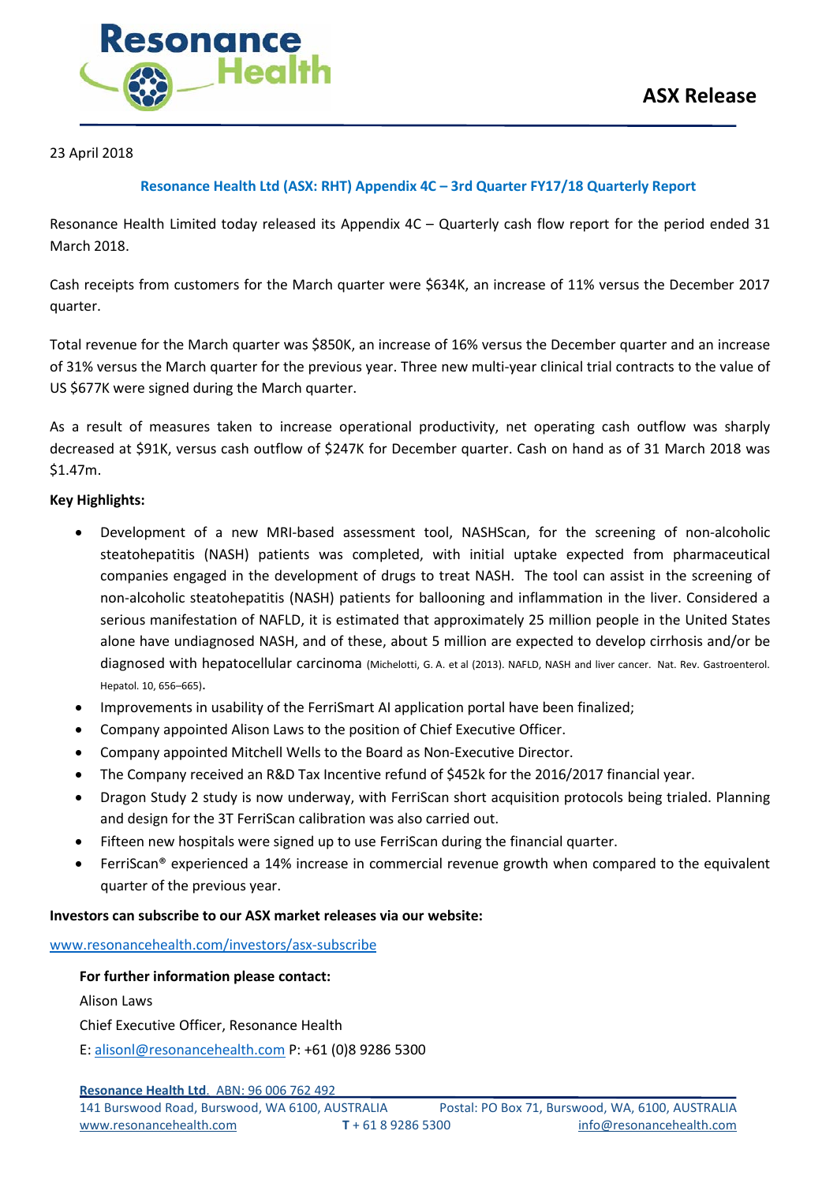**ASX Release**

23 April 2018

**Resonance Health Ltd (ASX: RHT) Appendix 4C – 3rd Quarter FY17/18 Quarterly Report**

Resonance Health Limited today released its Appendix 4C – Quarterly cash flow report for the period ended 31 March 2018.

Cash receipts from customers for the March quarter were $634K, an increase of 11% versus the December 2017 quarter.

Total revenue for the March quarter was $850K, an increase of 16% versus the December quarter and an increase of 31% versus the March quarter for the previous year. Three new multi-year clinical trial contracts to the value of US $677K were signed during the March quarter.

As a result of measures taken to increase operational productivity, net operating cash outflow was sharply decreased at $91K, versus cash outflow of $247K for December quarter. Cash on hand as of 31 March 2018 was $1.47m.

**Key Highlights:**

- Development of a new MRI-based assessment tool, NASHScan, for the screening of non-alcoholic steatohepatitis (NASH) patients was completed, with initial uptake expected from pharmaceutical companies engaged in the development of drugs to treat NASH. The tool can assist in the screening of non-alcoholic steatohepatitis (NASH) patients for ballooning and inflammation in the liver. Considered a serious manifestation of NAFLD, it is estimated that approximately 25 million people in the United States alone have undiagnosed NASH, and of these, about 5 million are expected to develop cirrhosis and/or be diagnosed with hepatocellular carcinoma (Michelotti, G. A. et al (2013). NAFLD, NASH and liver cancer. Nat. Rev. Gastroenterol. Hepatol. 10, 656–665).
- Improvements in usability of the FerriSmart AI application portal have been finalized;
- Company appointed Alison Laws to the position of Chief Executive Officer.
- Company appointed Mitchell Wells to the Board as Non-Executive Director.
- The Company received an R&D Tax Incentive refund of $452k for the 2016/2017 financial year.
- Dragon Study 2 study is now underway, with FerriScan short acquisition protocols being trialed. Planning and design for the 3T FerriScan calibration was also carried out.
- Fifteen new hospitals were signed up to use FerriScan during the financial quarter.
- FerriScan® experienced a 14% increase in commercial revenue growth when compared to the equivalent quarter of the previous year.

**Investors can subscribe to our ASX market releases via our website:**

www.resonancehealth.com/investors/asx-subscribe

**For further information please contact:**

Alison Laws

Chief Executive Officer, Resonance Health

E: alisonl@resonancehealth.com P: +61 (0)8 9286 5300

**Resonance Health Ltd.** ABN: 96 006 762 492
141 Burswood Road, Burswood, WA 6100, AUSTRALIA | Postal: PO Box 71, Burswood, WA, 6100, AUSTRALIA
www.resonancehealth.com | T + 61 8 9286 5300 | info@resonancehealth.com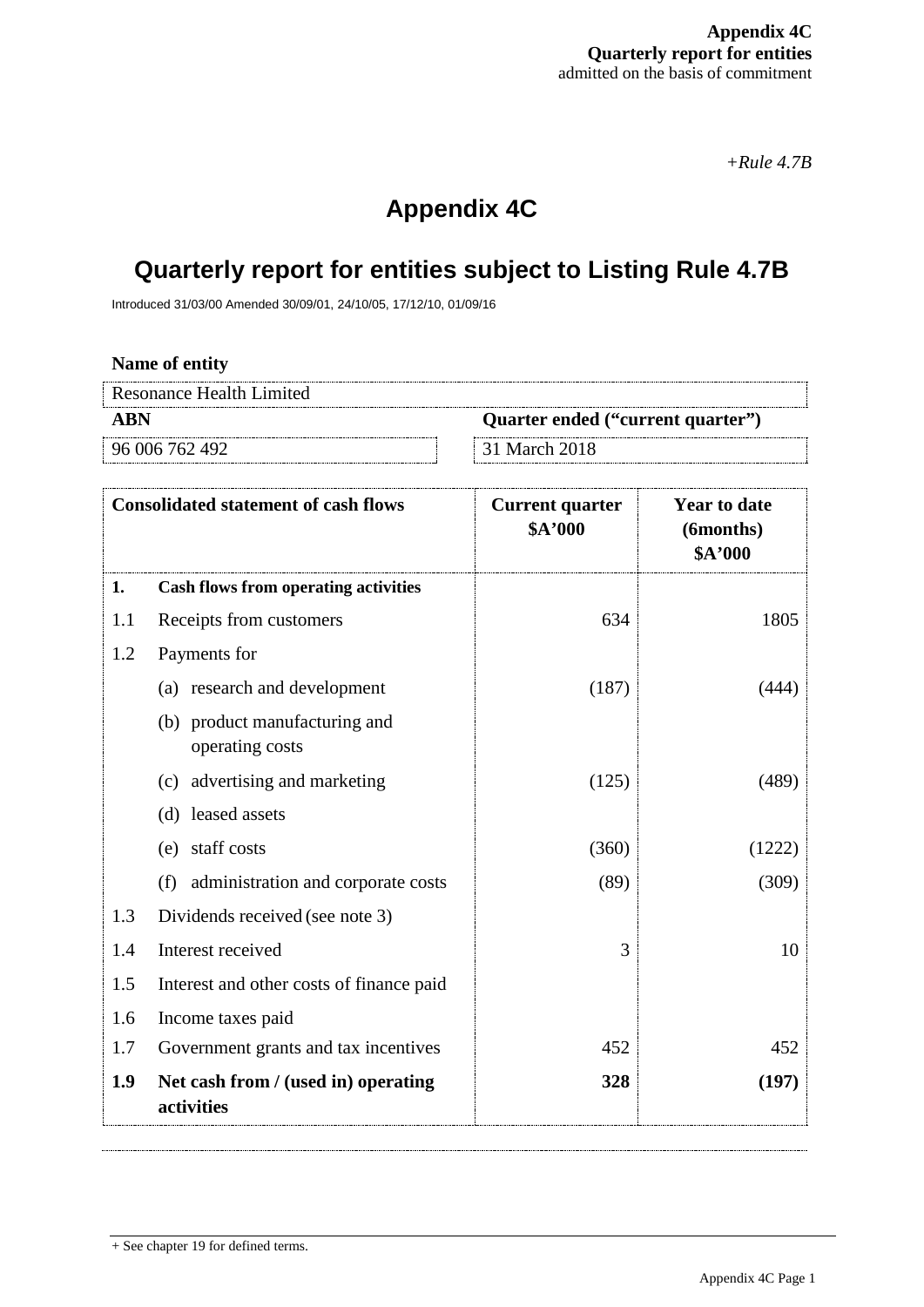**Appendix 4C**
**Quarterly report for entities**
admitted on the basis of commitment

*+Rule 4.7B*

# Appendix 4C

# Quarterly report for entities subject to Listing Rule 4.7B

Introduced 31/03/00 Amended 30/09/01, 24/10/05, 17/12/10, 01/09/16

**Name of entity**

| Resonance Health Limited | |
|---|---|
| **ABN** | **Quarter ended ("current quarter")** |
| 96 006 762 492 | 31 March 2018 |

| | **Consolidated statement of cash flows** | **Current quarter $A'000** | **Year to date (6months) $A'000** |
|---|---|---|---|
| **1.** | **Cash flows from operating activities** | | |
| 1.1 | Receipts from customers | 634 | 1805 |
| 1.2 | Payments for | | |
| | (a) research and development | (187) | (444) |
| | (b) product manufacturing and operating costs | | |
| | (c) advertising and marketing | (125) | (489) |
| | (d) leased assets | | |
| | (e) staff costs | (360) | (1222) |
| | (f) administration and corporate costs | (89) | (309) |
| 1.3 | Dividends received (see note 3) | | |
| 1.4 | Interest received | 3 | 10 |
| 1.5 | Interest and other costs of finance paid | | |
| 1.6 | Income taxes paid | | |
| 1.7 | Government grants and tax incentives | 452 | 452 |
| **1.9** | **Net cash from / (used in) operating activities** | **328** | **(197)** |

+ See chapter 19 for defined terms.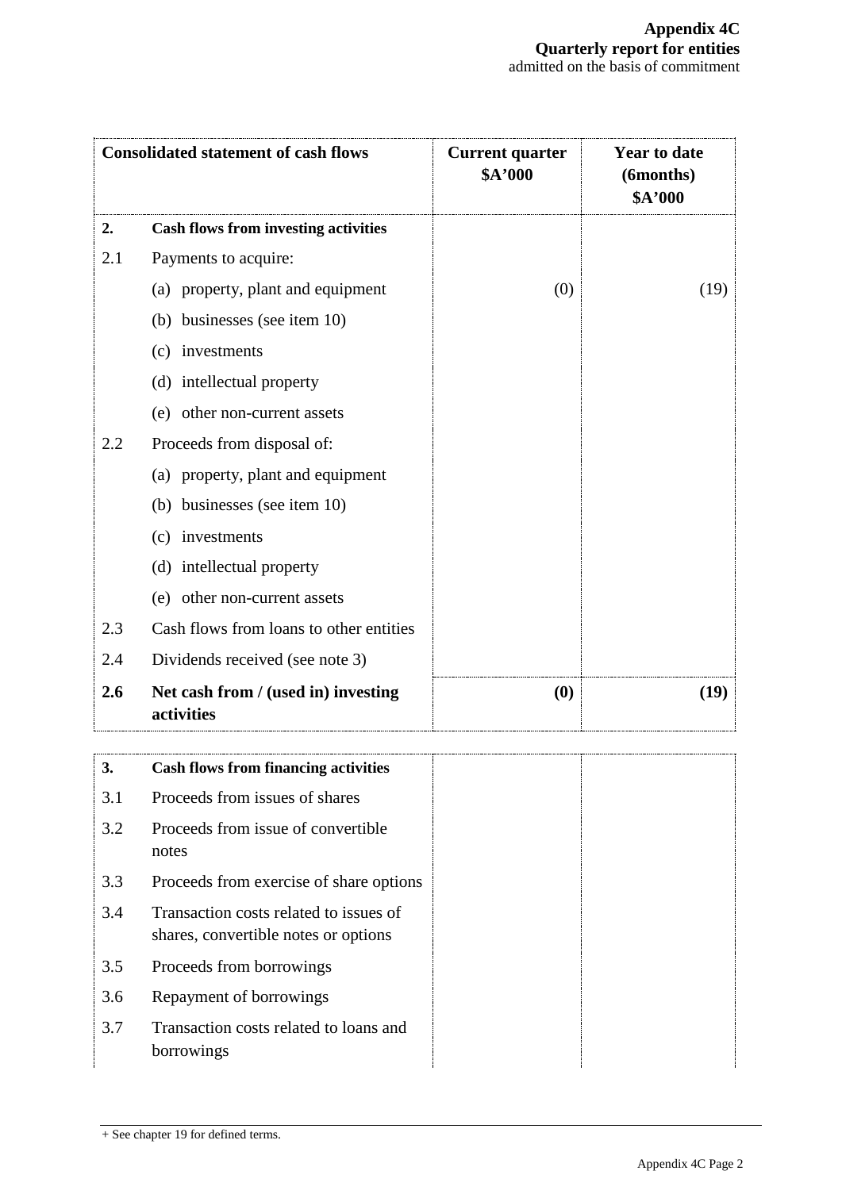| Consolidated statement of cash flows | | Current quarter $A'000 | Year to date (6months) $A'000 |
|---|---|---|---|
| **2.** | **Cash flows from investing activities** | | |
| 2.1 | Payments to acquire: | | |
| | (a) property, plant and equipment | (0) | (19) |
| | (b) businesses (see item 10) | | |
| | (c) investments | | |
| | (d) intellectual property | | |
| | (e) other non-current assets | | |
| 2.2 | Proceeds from disposal of: | | |
| | (a) property, plant and equipment | | |
| | (b) businesses (see item 10) | | |
| | (c) investments | | |
| | (d) intellectual property | | |
| | (e) other non-current assets | | |
| 2.3 | Cash flows from loans to other entities | | |
| 2.4 | Dividends received (see note 3) | | |
| **2.6** | **Net cash from / (used in) investing activities** | **(0)** | **(19)** |

| | | | |
|---|---|---|---|
| **3.** | **Cash flows from financing activities** | | |
| 3.1 | Proceeds from issues of shares | | |
| 3.2 | Proceeds from issue of convertible notes | | |
| 3.3 | Proceeds from exercise of share options | | |
| 3.4 | Transaction costs related to issues of shares, convertible notes or options | | |
| 3.5 | Proceeds from borrowings | | |
| 3.6 | Repayment of borrowings | | |
| 3.7 | Transaction costs related to loans and borrowings | | |

+ See chapter 19 for defined terms.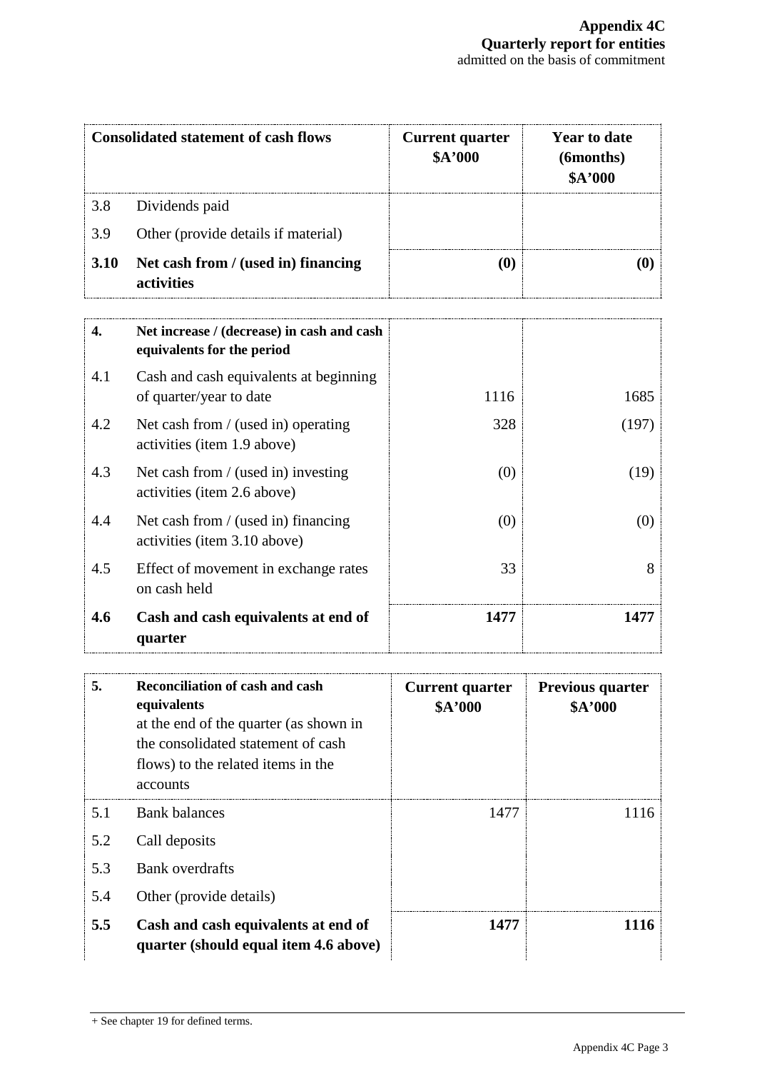| Consolidated statement of cash flows | | Current quarter $A'000 | Year to date (6months) $A'000 |
|---|---|---|---|
| 3.8 | Dividends paid | | |
| 3.9 | Other (provide details if material) | | |
| **3.10** | **Net cash from / (used in) financing activities** | **(0)** | **(0)** |

| | | | |
|---|---|---|---|
| **4.** | **Net increase / (decrease) in cash and cash equivalents for the period** | | |
| 4.1 | Cash and cash equivalents at beginning of quarter/year to date | 1116 | 1685 |
| 4.2 | Net cash from / (used in) operating activities (item 1.9 above) | 328 | (197) |
| 4.3 | Net cash from / (used in) investing activities (item 2.6 above) | (0) | (19) |
| 4.4 | Net cash from / (used in) financing activities (item 3.10 above) | (0) | (0) |
| 4.5 | Effect of movement in exchange rates on cash held | 33 | 8 |
| **4.6** | **Cash and cash equivalents at end of quarter** | **1477** | **1477** |

| **5.** | **Reconciliation of cash and cash equivalents** at the end of the quarter (as shown in the consolidated statement of cash flows) to the related items in the accounts | **Current quarter $A'000** | **Previous quarter $A'000** |
|---|---|---|---|
| 5.1 | Bank balances | 1477 | 1116 |
| 5.2 | Call deposits | | |
| 5.3 | Bank overdrafts | | |
| 5.4 | Other (provide details) | | |
| **5.5** | **Cash and cash equivalents at end of quarter (should equal item 4.6 above)** | **1477** | **1116** |

+ See chapter 19 for defined terms.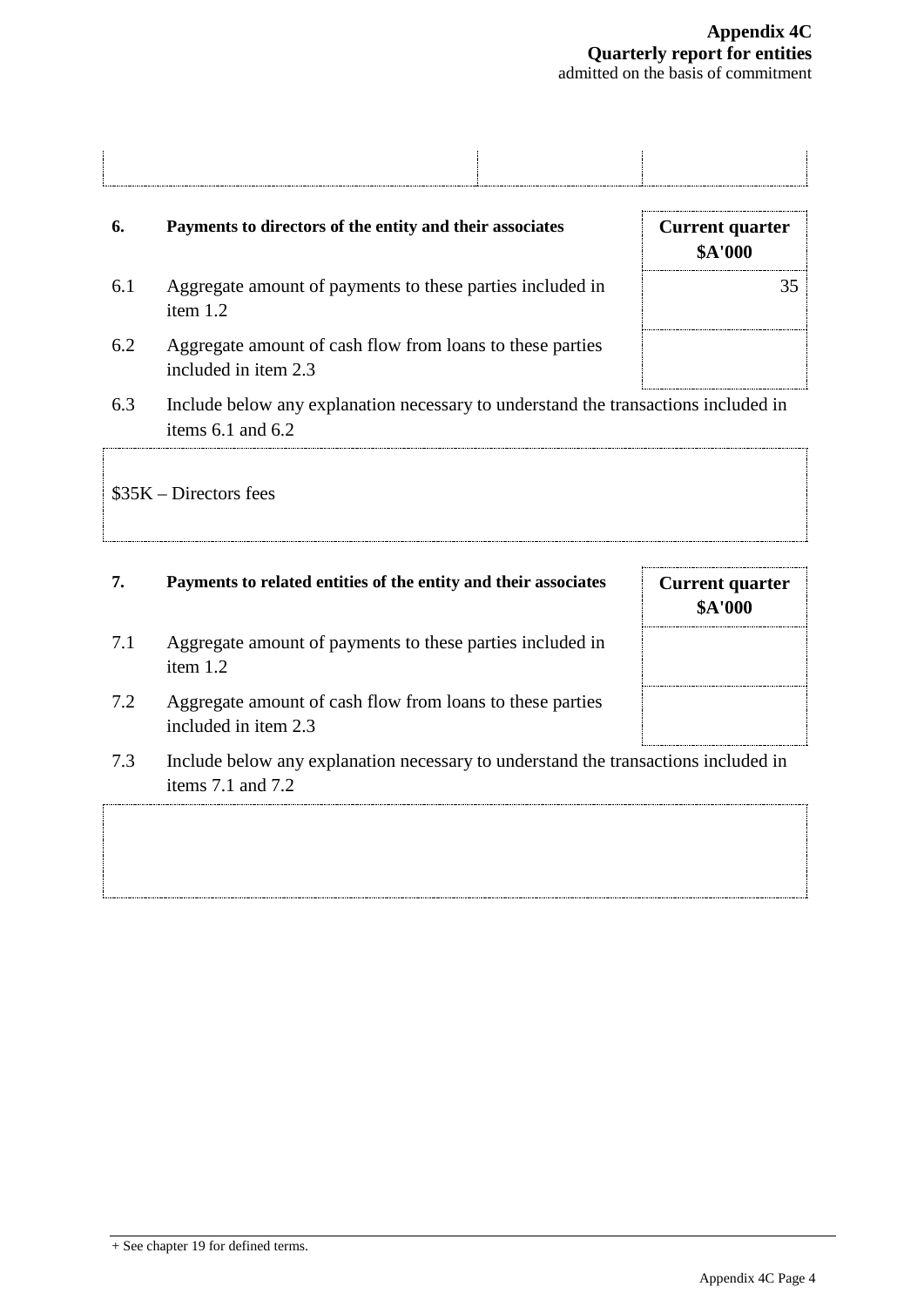| | | |
|---|---|---|
| | | |

| 6. | Payments to directors of the entity and their associates | Current quarter $A'000 |
|---|---|---|
| 6.1 | Aggregate amount of payments to these parties included in item 1.2 | 35 |
| 6.2 | Aggregate amount of cash flow from loans to these parties included in item 2.3 | |

6.3 Include below any explanation necessary to understand the transactions included in items 6.1 and 6.2

| |
|---|
| $35K – Directors fees |

| 7. | Payments to related entities of the entity and their associates | Current quarter $A'000 |
|---|---|---|
| 7.1 | Aggregate amount of payments to these parties included in item 1.2 | |
| 7.2 | Aggregate amount of cash flow from loans to these parties included in item 2.3 | |

7.3 Include below any explanation necessary to understand the transactions included in items 7.1 and 7.2

| |
|---|
| |

+ See chapter 19 for defined terms.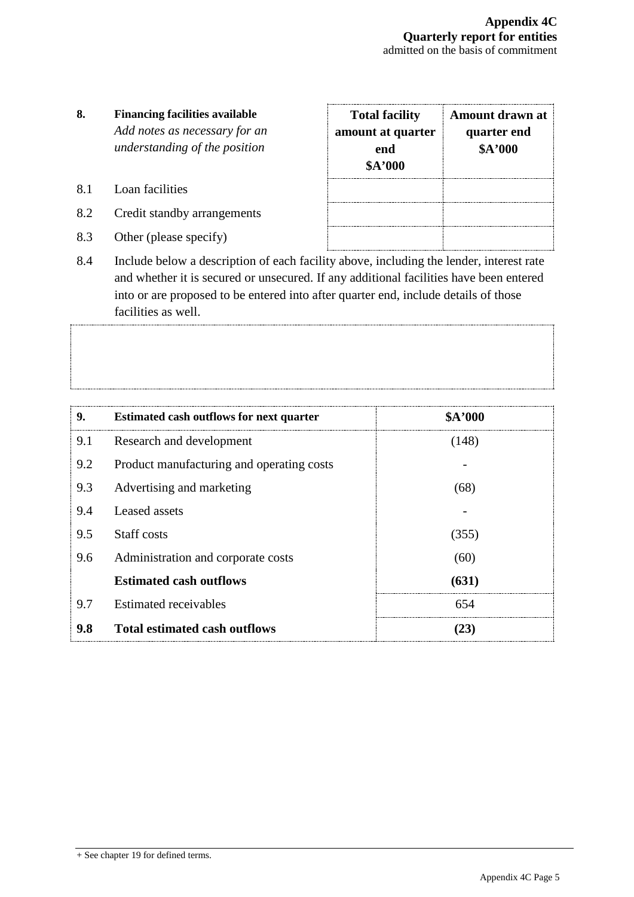| 8. | **Financing facilities available** *Add notes as necessary for an understanding of the position* | **Total facility amount at quarter end $A'000** | **Amount drawn at quarter end $A'000** |
|---|---|---|---|
| 8.1 | Loan facilities | | |
| 8.2 | Credit standby arrangements | | |
| 8.3 | Other (please specify) | | |

8.4 Include below a description of each facility above, including the lender, interest rate and whether it is secured or unsecured. If any additional facilities have been entered into or are proposed to be entered into after quarter end, include details of those facilities as well.

| 9. | **Estimated cash outflows for next quarter** | **$A'000** |
|---|---|---|
| 9.1 | Research and development | (148) |
| 9.2 | Product manufacturing and operating costs | - |
| 9.3 | Advertising and marketing | (68) |
| 9.4 | Leased assets | - |
| 9.5 | Staff costs | (355) |
| 9.6 | Administration and corporate costs | (60) |
| | **Estimated cash outflows** | **(631)** |
| 9.7 | Estimated receivables | 654 |
| **9.8** | **Total estimated cash outflows** | **(23)** |

+ See chapter 19 for defined terms.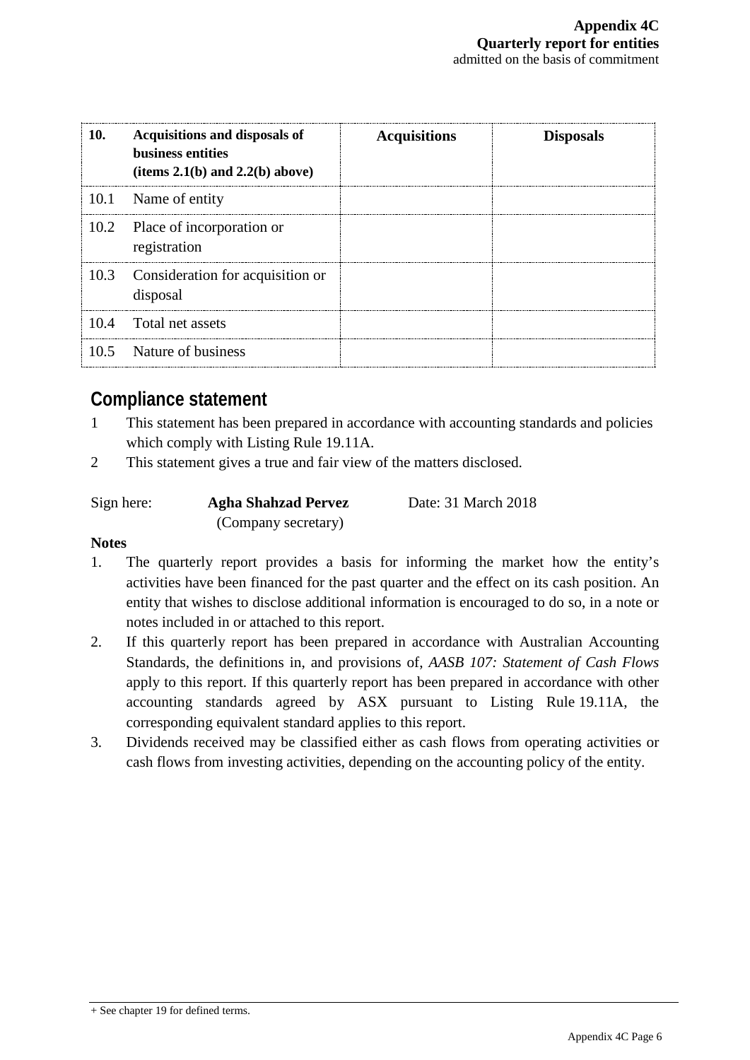| 10. | Acquisitions and disposals of business entities (items 2.1(b) and 2.2(b) above) | Acquisitions | Disposals |
|---|---|---|---|
| 10.1 | Name of entity | | |
| 10.2 | Place of incorporation or registration | | |
| 10.3 | Consideration for acquisition or disposal | | |
| 10.4 | Total net assets | | |
| 10.5 | Nature of business | | |

## Compliance statement

1 This statement has been prepared in accordance with accounting standards and policies which comply with Listing Rule 19.11A.

2 This statement gives a true and fair view of the matters disclosed.

Sign here: **Agha Shahzad Pervez** Date: 31 March 2018
(Company secretary)

**Notes**

1. The quarterly report provides a basis for informing the market how the entity's activities have been financed for the past quarter and the effect on its cash position. An entity that wishes to disclose additional information is encouraged to do so, in a note or notes included in or attached to this report.
2. If this quarterly report has been prepared in accordance with Australian Accounting Standards, the definitions in, and provisions of, *AASB 107: Statement of Cash Flows* apply to this report. If this quarterly report has been prepared in accordance with other accounting standards agreed by ASX pursuant to Listing Rule 19.11A, the corresponding equivalent standard applies to this report.
3. Dividends received may be classified either as cash flows from operating activities or cash flows from investing activities, depending on the accounting policy of the entity.